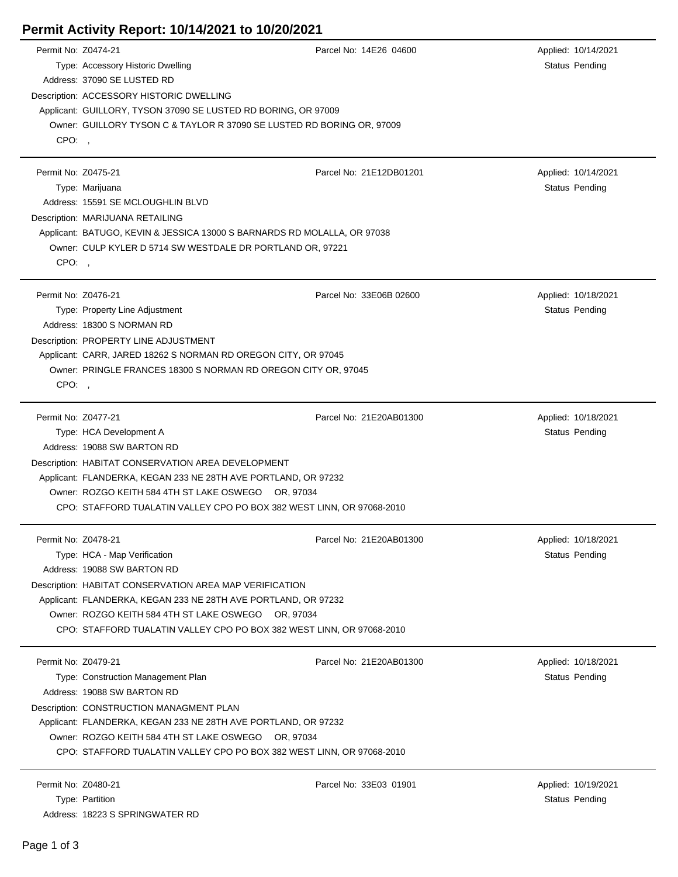# Permit Activity Report: 10/14/2021 to 10/20/2021

---

Permit No: Z0474-21
Parcel No: 14E26 04600
Applied: 10/14/2021
Type: Accessory Historic Dwelling
Status Pending
Address: 37090 SE LUSTED RD
Description: ACCESSORY HISTORIC DWELLING
Applicant: GUILLORY, TYSON 37090 SE LUSTED RD BORING, OR 97009
Owner: GUILLORY TYSON C & TAYLOR R 37090 SE LUSTED RD BORING OR, 97009
CPO: ,

---

Permit No: Z0475-21
Parcel No: 21E12DB01201
Applied: 10/14/2021
Type: Marijuana
Status Pending
Address: 15591 SE MCLOUGHLIN BLVD
Description: MARIJUANA RETAILING
Applicant: BATUGO, KEVIN & JESSICA 13000 S BARNARDS RD MOLALLA, OR 97038
Owner: CULP KYLER D 5714 SW WESTDALE DR PORTLAND OR, 97221
CPO: ,

---

Permit No: Z0476-21
Parcel No: 33E06B 02600
Applied: 10/18/2021
Type: Property Line Adjustment
Status Pending
Address: 18300 S NORMAN RD
Description: PROPERTY LINE ADJUSTMENT
Applicant: CARR, JARED 18262 S NORMAN RD OREGON CITY, OR 97045
Owner: PRINGLE FRANCES 18300 S NORMAN RD OREGON CITY OR, 97045
CPO: ,

---

Permit No: Z0477-21
Parcel No: 21E20AB01300
Applied: 10/18/2021
Type: HCA Development A
Status Pending
Address: 19088 SW BARTON RD
Description: HABITAT CONSERVATION AREA DEVELOPMENT
Applicant: FLANDERKA, KEGAN 233 NE 28TH AVE PORTLAND, OR 97232
Owner: ROZGO KEITH 584 4TH ST LAKE OSWEGO OR, 97034
CPO: STAFFORD TUALATIN VALLEY CPO PO BOX 382 WEST LINN, OR 97068-2010

---

Permit No: Z0478-21
Parcel No: 21E20AB01300
Applied: 10/18/2021
Type: HCA - Map Verification
Status Pending
Address: 19088 SW BARTON RD
Description: HABITAT CONSERVATION AREA MAP VERIFICATION
Applicant: FLANDERKA, KEGAN 233 NE 28TH AVE PORTLAND, OR 97232
Owner: ROZGO KEITH 584 4TH ST LAKE OSWEGO OR, 97034
CPO: STAFFORD TUALATIN VALLEY CPO PO BOX 382 WEST LINN, OR 97068-2010

---

Permit No: Z0479-21
Parcel No: 21E20AB01300
Applied: 10/18/2021
Type: Construction Management Plan
Status Pending
Address: 19088 SW BARTON RD
Description: CONSTRUCTION MANAGMENT PLAN
Applicant: FLANDERKA, KEGAN 233 NE 28TH AVE PORTLAND, OR 97232
Owner: ROZGO KEITH 584 4TH ST LAKE OSWEGO OR, 97034
CPO: STAFFORD TUALATIN VALLEY CPO PO BOX 382 WEST LINN, OR 97068-2010

---

Permit No: Z0480-21
Parcel No: 33E03 01901
Applied: 10/19/2021
Type: Partition
Status Pending
Address: 18223 S SPRINGWATER RD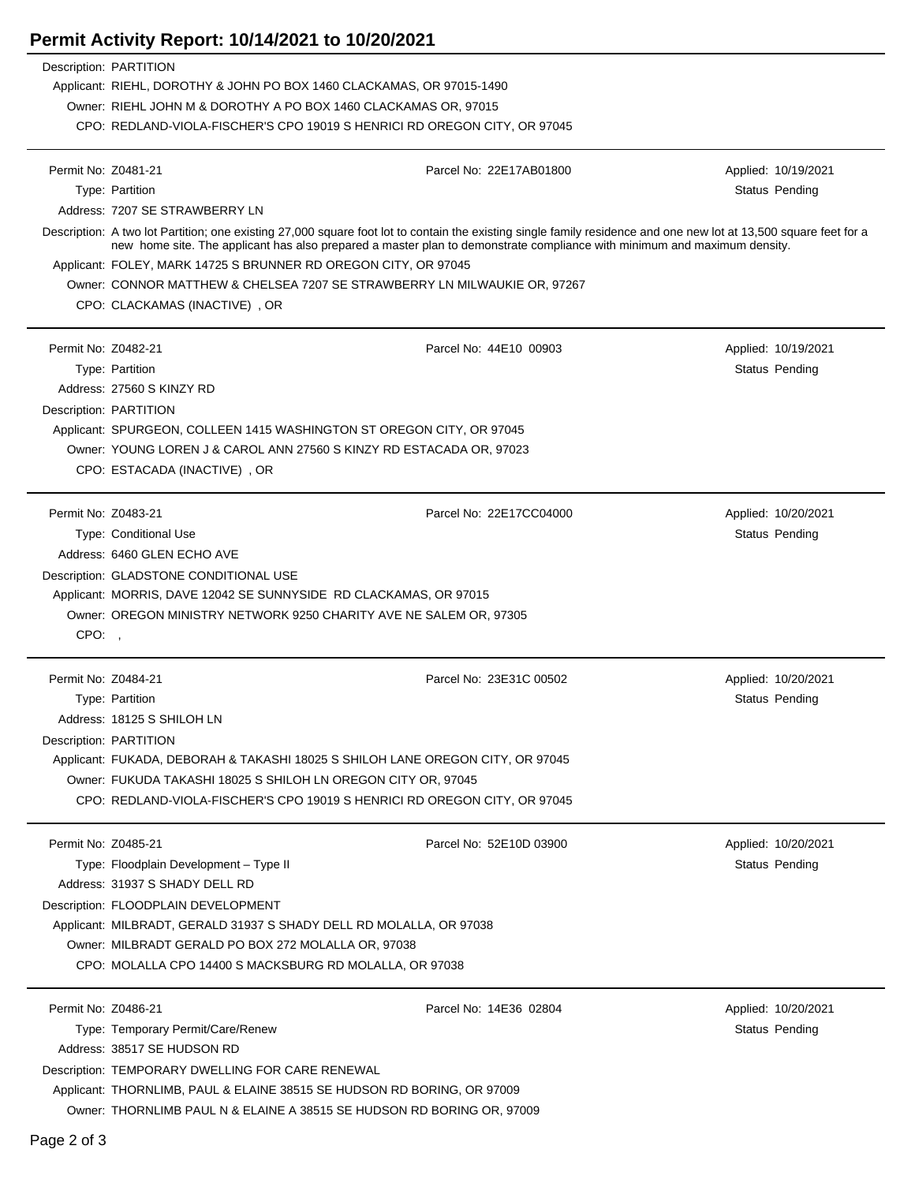# Permit Activity Report: 10/14/2021 to 10/20/2021

Description: PARTITION

Applicant: RIEHL, DOROTHY & JOHN PO BOX 1460 CLACKAMAS, OR 97015-1490

Owner: RIEHL JOHN M & DOROTHY A PO BOX 1460 CLACKAMAS OR, 97015

CPO: REDLAND-VIOLA-FISCHER'S CPO 19019 S HENRICI RD OREGON CITY, OR 97045

---

Permit No: Z0481-21 | Parcel No: 22E17AB01800 | Applied: 10/19/2021

Type: Partition | Status Pending

Address: 7207 SE STRAWBERRY LN

Description: A two lot Partition; one existing 27,000 square foot lot to contain the existing single family residence and one new lot at 13,500 square feet for a new home site. The applicant has also prepared a master plan to demonstrate compliance with minimum and maximum density.

Applicant: FOLEY, MARK 14725 S BRUNNER RD OREGON CITY, OR 97045

Owner: CONNOR MATTHEW & CHELSEA 7207 SE STRAWBERRY LN MILWAUKIE OR, 97267

CPO: CLACKAMAS (INACTIVE) , OR

---

Permit No: Z0482-21 | Parcel No: 44E10 00903 | Applied: 10/19/2021

Type: Partition | Status Pending

Address: 27560 S KINZY RD

Description: PARTITION

Applicant: SPURGEON, COLLEEN 1415 WASHINGTON ST OREGON CITY, OR 97045

Owner: YOUNG LOREN J & CAROL ANN 27560 S KINZY RD ESTACADA OR, 97023

CPO: ESTACADA (INACTIVE) , OR

---

Permit No: Z0483-21 | Parcel No: 22E17CC04000 | Applied: 10/20/2021

Type: Conditional Use | Status Pending

Address: 6460 GLEN ECHO AVE

Description: GLADSTONE CONDITIONAL USE

Applicant: MORRIS, DAVE 12042 SE SUNNYSIDE RD CLACKAMAS, OR 97015

Owner: OREGON MINISTRY NETWORK 9250 CHARITY AVE NE SALEM OR, 97305

CPO: ,

---

Permit No: Z0484-21 | Parcel No: 23E31C 00502 | Applied: 10/20/2021

Type: Partition | Status Pending

Address: 18125 S SHILOH LN

Description: PARTITION

Applicant: FUKADA, DEBORAH & TAKASHI 18025 S SHILOH LANE OREGON CITY, OR 97045

Owner: FUKUDA TAKASHI 18025 S SHILOH LN OREGON CITY OR, 97045

CPO: REDLAND-VIOLA-FISCHER'S CPO 19019 S HENRICI RD OREGON CITY, OR 97045

---

Permit No: Z0485-21 | Parcel No: 52E10D 03900 | Applied: 10/20/2021

Type: Floodplain Development – Type II | Status Pending

Address: 31937 S SHADY DELL RD

Description: FLOODPLAIN DEVELOPMENT

Applicant: MILBRADT, GERALD 31937 S SHADY DELL RD MOLALLA, OR 97038

Owner: MILBRADT GERALD PO BOX 272 MOLALLA OR, 97038

CPO: MOLALLA CPO 14400 S MACKSBURG RD MOLALLA, OR 97038

---

Permit No: Z0486-21 | Parcel No: 14E36 02804 | Applied: 10/20/2021

Type: Temporary Permit/Care/Renew | Status Pending

Address: 38517 SE HUDSON RD

Description: TEMPORARY DWELLING FOR CARE RENEWAL

Applicant: THORNLIMB, PAUL & ELAINE 38515 SE HUDSON RD BORING, OR 97009

Owner: THORNLIMB PAUL N & ELAINE A 38515 SE HUDSON RD BORING OR, 97009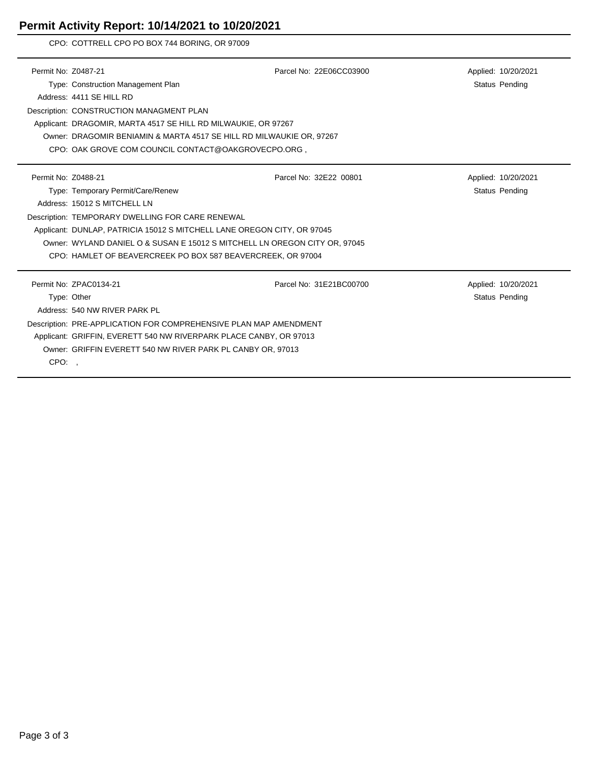# Permit Activity Report: 10/14/2021 to 10/20/2021

CPO: COTTRELL CPO PO BOX 744 BORING, OR 97009

---

Permit No: Z0487-21 | Parcel No: 22E06CC03900 | Applied: 10/20/2021

Type: Construction Management Plan | Status Pending

Address: 4411 SE HILL RD

Description: CONSTRUCTION MANAGMENT PLAN

Applicant: DRAGOMIR, MARTA 4517 SE HILL RD MILWAUKIE, OR 97267

Owner: DRAGOMIR BENIAMIN & MARTA 4517 SE HILL RD MILWAUKIE OR, 97267

CPO: OAK GROVE COM COUNCIL CONTACT@OAKGROVECPO.ORG ,

---

Permit No: Z0488-21 | Parcel No: 32E22 00801 | Applied: 10/20/2021

Type: Temporary Permit/Care/Renew | Status Pending

Address: 15012 S MITCHELL LN

Description: TEMPORARY DWELLING FOR CARE RENEWAL

Applicant: DUNLAP, PATRICIA 15012 S MITCHELL LANE OREGON CITY, OR 97045

Owner: WYLAND DANIEL O & SUSAN E 15012 S MITCHELL LN OREGON CITY OR, 97045

CPO: HAMLET OF BEAVERCREEK PO BOX 587 BEAVERCREEK, OR 97004

---

Permit No: ZPAC0134-21 | Parcel No: 31E21BC00700 | Applied: 10/20/2021

Type: Other | Status Pending

Address: 540 NW RIVER PARK PL

Description: PRE-APPLICATION FOR COMPREHENSIVE PLAN MAP AMENDMENT

Applicant: GRIFFIN, EVERETT 540 NW RIVERPARK PLACE CANBY, OR 97013

Owner: GRIFFIN EVERETT 540 NW RIVER PARK PL CANBY OR, 97013

CPO: ,